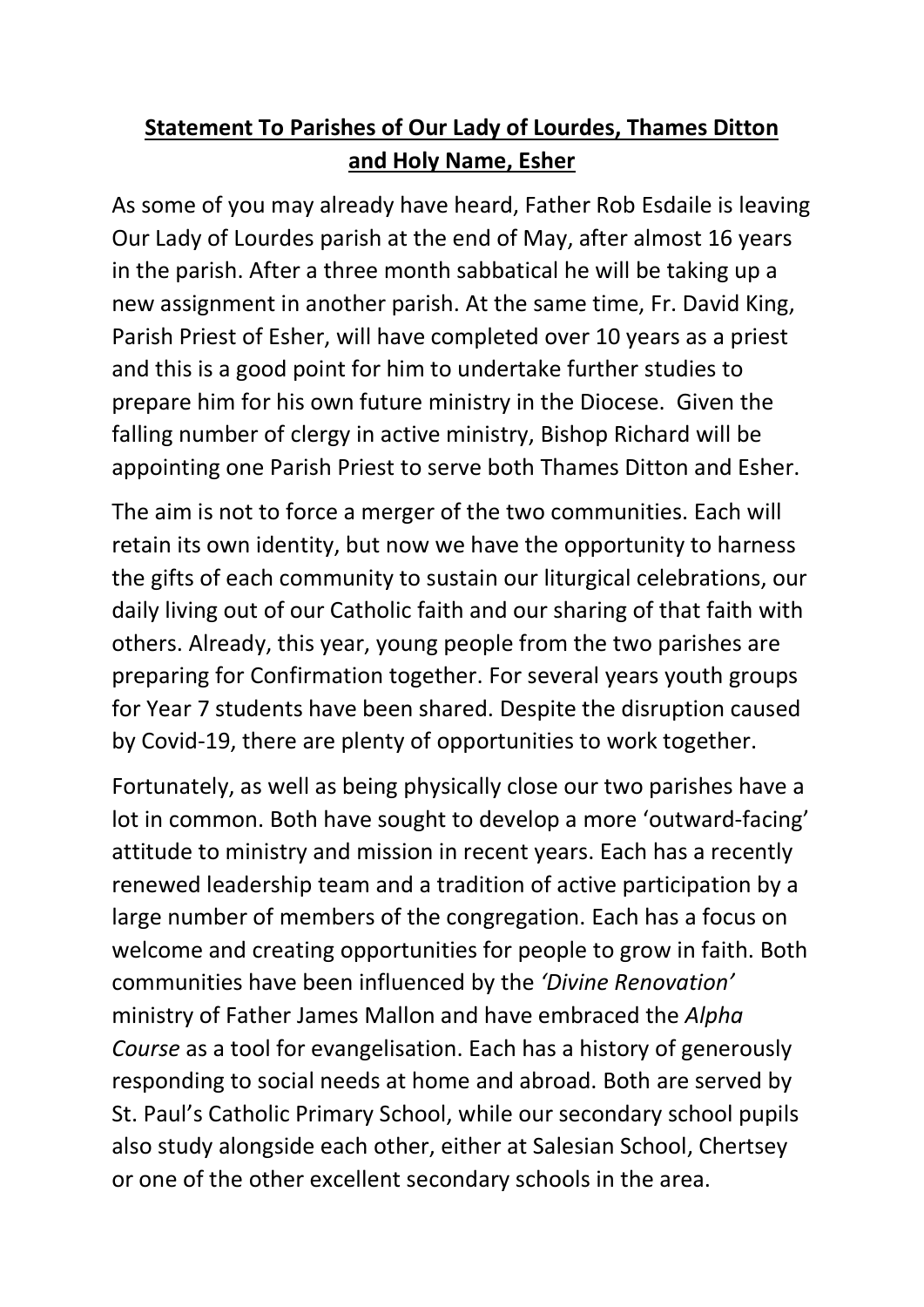# **Statement To Parishes of Our Lady of Lourdes, Thames Ditton and Holy Name, Esher**

As some of you may already have heard, Father Rob Esdaile is leaving Our Lady of Lourdes parish at the end of May, after almost 16 years in the parish. After a three month sabbatical he will be taking up a new assignment in another parish. At the same time, Fr. David King, Parish Priest of Esher, will have completed over 10 years as a priest and this is a good point for him to undertake further studies to prepare him for his own future ministry in the Diocese. Given the falling number of clergy in active ministry, Bishop Richard will be appointing one Parish Priest to serve both Thames Ditton and Esher.

The aim is not to force a merger of the two communities. Each will retain its own identity, but now we have the opportunity to harness the gifts of each community to sustain our liturgical celebrations, our daily living out of our Catholic faith and our sharing of that faith with others. Already, this year, young people from the two parishes are preparing for Confirmation together. For several years youth groups for Year 7 students have been shared. Despite the disruption caused by Covid-19, there are plenty of opportunities to work together.

Fortunately, as well as being physically close our two parishes have a lot in common. Both have sought to develop a more 'outward-facing' attitude to ministry and mission in recent years. Each has a recently renewed leadership team and a tradition of active participation by a large number of members of the congregation. Each has a focus on welcome and creating opportunities for people to grow in faith. Both communities have been influenced by the *'Divine Renovation'* ministry of Father James Mallon and have embraced the *Alpha Course* as a tool for evangelisation. Each has a history of generously responding to social needs at home and abroad. Both are served by St. Paul's Catholic Primary School, while our secondary school pupils also study alongside each other, either at Salesian School, Chertsey or one of the other excellent secondary schools in the area.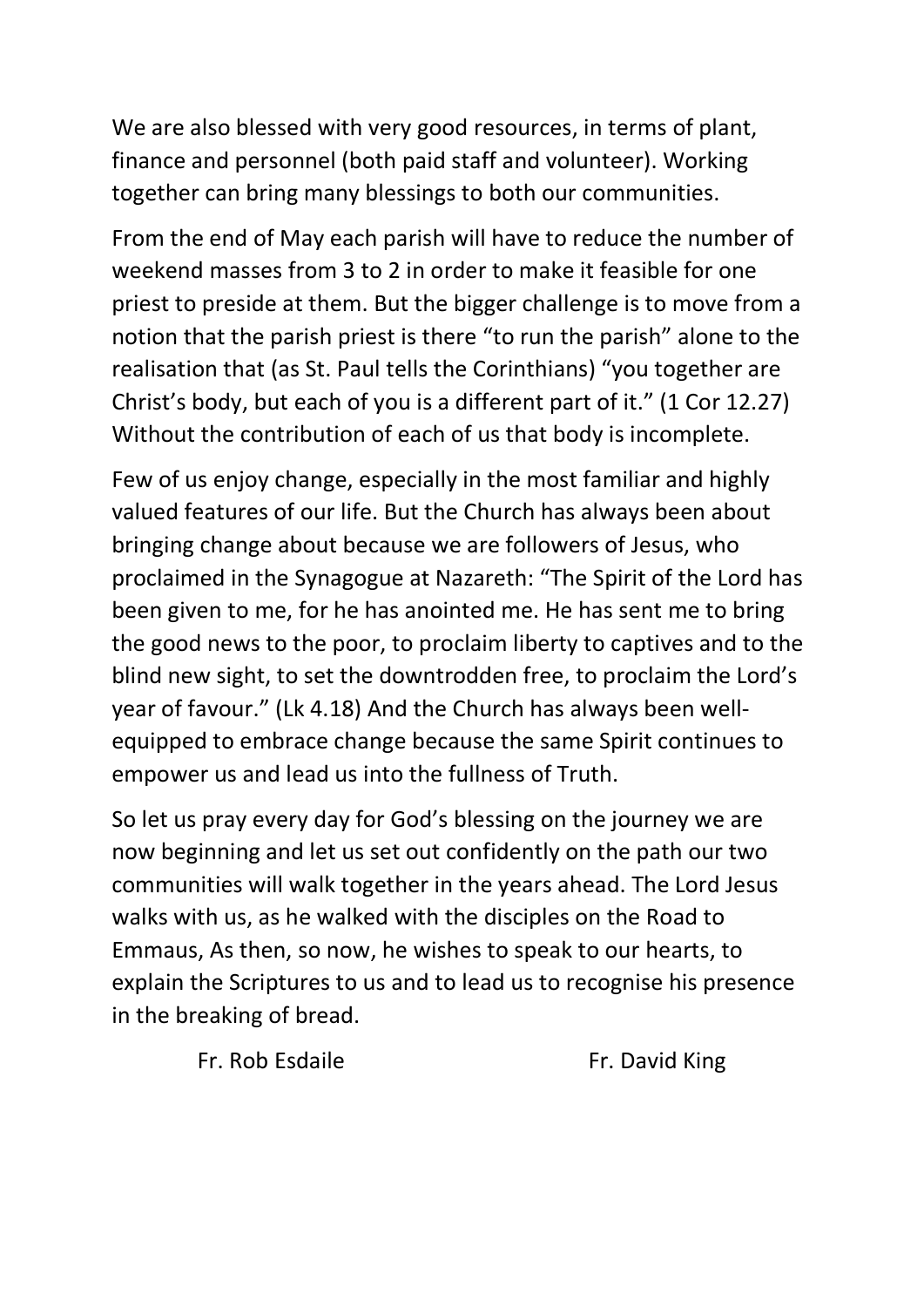We are also blessed with very good resources, in terms of plant, finance and personnel (both paid staff and volunteer). Working together can bring many blessings to both our communities.

From the end of May each parish will have to reduce the number of weekend masses from 3 to 2 in order to make it feasible for one priest to preside at them. But the bigger challenge is to move from a notion that the parish priest is there "to run the parish" alone to the realisation that (as St. Paul tells the Corinthians) "you together are Christ's body, but each of you is a different part of it." (1 Cor 12.27) Without the contribution of each of us that body is incomplete.

Few of us enjoy change, especially in the most familiar and highly valued features of our life. But the Church has always been about bringing change about because we are followers of Jesus, who proclaimed in the Synagogue at Nazareth: "The Spirit of the Lord has been given to me, for he has anointed me. He has sent me to bring the good news to the poor, to proclaim liberty to captives and to the blind new sight, to set the downtrodden free, to proclaim the Lord's year of favour." (Lk 4.18) And the Church has always been well-equipped to embrace change because the same Spirit continues to empower us and lead us into the fullness of Truth.

So let us pray every day for God's blessing on the journey we are now beginning and let us set out confidently on the path our two communities will walk together in the years ahead. The Lord Jesus walks with us, as he walked with the disciples on the Road to Emmaus, As then, so now, he wishes to speak to our hearts, to explain the Scriptures to us and to lead us to recognise his presence in the breaking of bread.

Fr. Rob Esdaile

Fr. David King